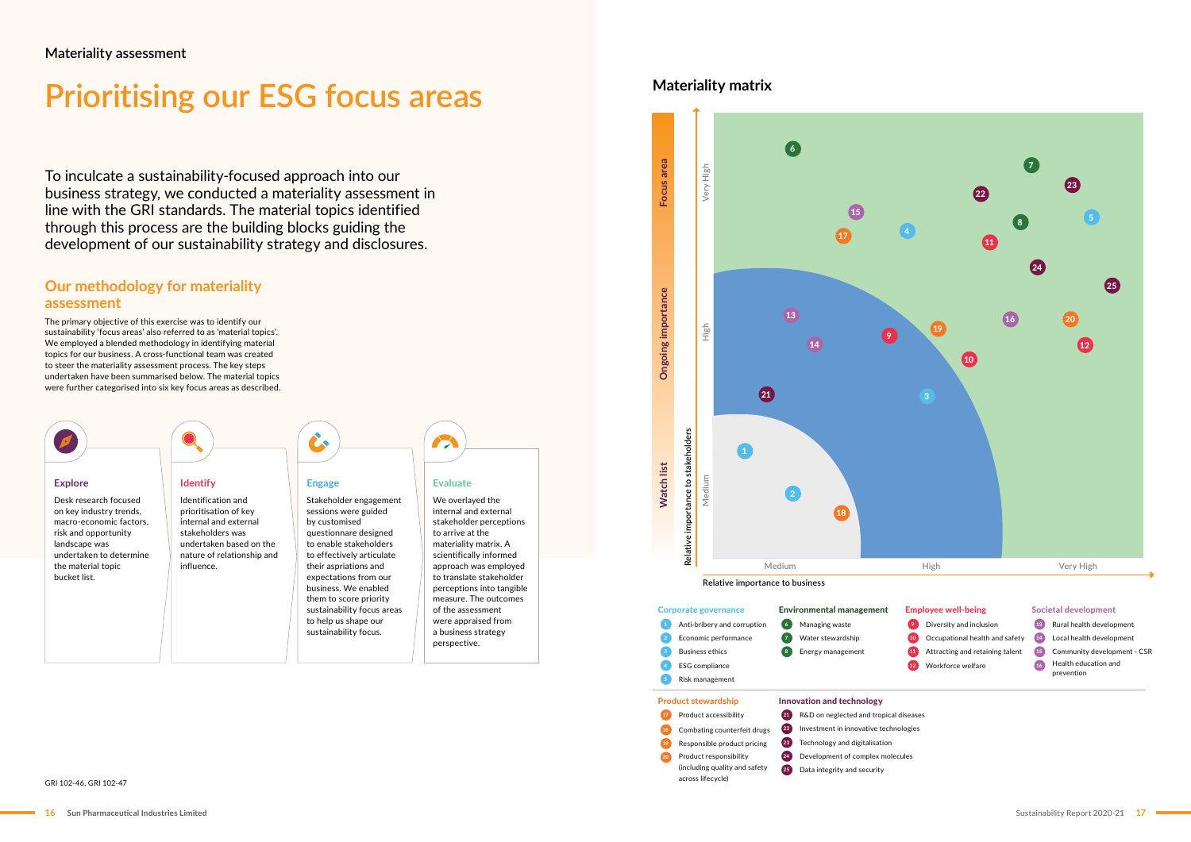Materiality assessment

# Prioritising our ESG focus areas

To inculcate a sustainability-focused approach into our business strategy, we conducted a materiality assessment in line with the GRI standards. The material topics identified through this process are the building blocks guiding the development of our sustainability strategy and disclosures.

## Our methodology for materiality assessment

The primary objective of this exercise was to identify our sustainability 'focus areas' also referred to as 'material topics'. We employed a blended methodology in identifying material topics for our business. A cross-functional team was created to steer the materiality assessment process. The key steps undertaken have been summarised below. The material topics were further categorised into six key focus areas as described.

### Explore

Desk research focused on key industry trends, macro-economic factors, risk and opportunity landscape was undertaken to determine the material topic bucket list.

### Identify

Identification and prioritisation of key internal and external stakeholders was undertaken based on the nature of relationship and influence.

### Engage

Stakeholder engagement sessions were guided by customised questionnare designed to enable stakeholders to effectively articulate their aspriations and expectations from our business. We enabled them to score priority sustainability focus areas to help us shape our sustainability focus.

### Evaluate

We overlayed the internal and external stakeholder perceptions to arrive at the materiality matrix. A scientifically informed approach was employed to translate stakeholder perceptions into tangible measure. The outcomes of the assessment were appraised from a business strategy perspective.

GRI 102-46, GRI 102-47

## Materiality matrix

Y-axis: Relative importance to stakeholders (Medium, High, Very High) — Watch list, Ongoing importance, Focus area
X-axis: Relative importance to business (Medium, High, Very High)

**Corporate governance**
1. Anti-bribery and corruption
2. Economic performance
3. Business ethics
4. ESG compliance
5. Risk management

**Environmental management**
6. Managing waste
7. Water stewardship
8. Energy management

**Employee well-being**
9. Diversity and inclusion
10. Occupational health and safety
11. Attracting and retaining talent
12. Workforce welfare

**Societal development**
13. Rural health development
14. Local health development
15. Community development - CSR
16. Health education and prevention

**Product stewardship**
17. Product accessibility
18. Combating counterfeit drugs
19. Responsible product pricing
20. Product responsibility (including quality and safety across lifecycle)

**Innovation and technology**
21. R&D on neglected and tropical diseases
22. Investment in innovative technologies
23. Technology and digitalisation
24. Development of complex molecules
25. Data integrity and security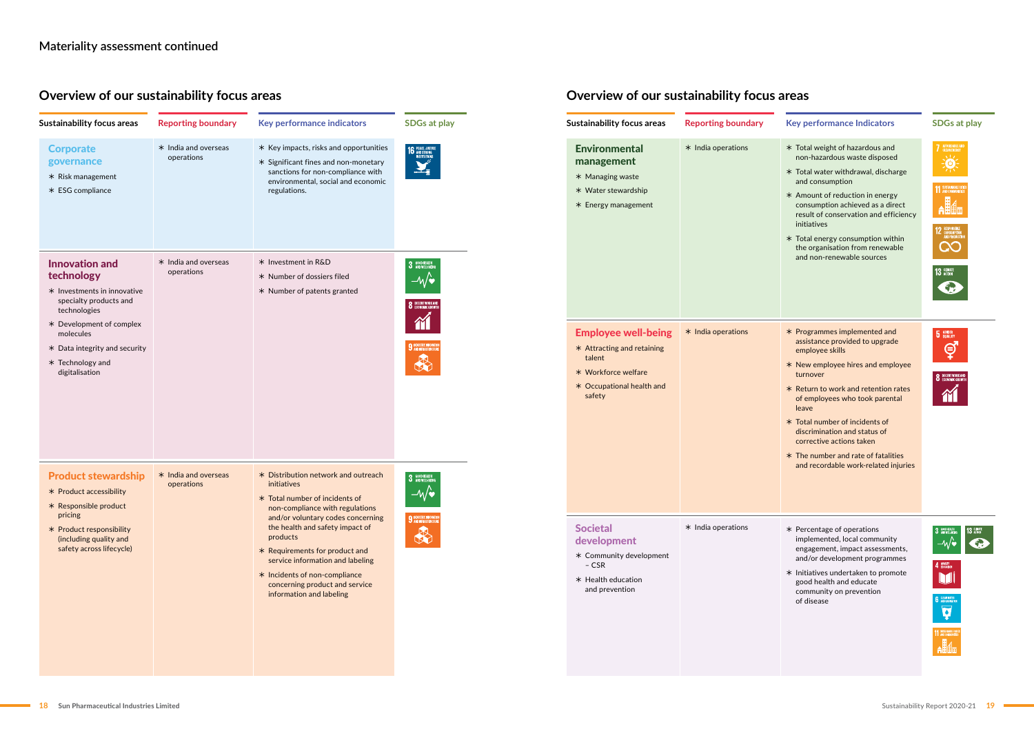## Materiality assessment continued

## Overview of our sustainability focus areas

| Sustainability focus areas | Reporting boundary | Key performance indicators | SDGs at play |
| --- | --- | --- | --- |
| **Corporate governance**<br>* Risk management<br>* ESG compliance | * India and overseas operations | * Key impacts, risks and opportunities<br>* Significant fines and non-monetary sanctions for non-compliance with environmental, social and economic regulations. | 16 Peace, justice and strong institutions |
| **Innovation and technology**<br>* Investments in innovative specialty products and technologies<br>* Development of complex molecules<br>* Data integrity and security<br>* Technology and digitalisation | * India and overseas operations | * Investment in R&D<br>* Number of dossiers filed<br>* Number of patents granted | 3 Good health and well-being<br>8 Decent work and economic growth<br>9 Industry, innovation and infrastructure |
| **Product stewardship**<br>* Product accessibility<br>* Responsible product pricing<br>* Product responsibility (including quality and safety across lifecycle) | * India and overseas operations | * Distribution network and outreach initiatives<br>* Total number of incidents of non-compliance with regulations and/or voluntary codes concerning the health and safety impact of products<br>* Requirements for product and service information and labeling<br>* Incidents of non-compliance concerning product and service information and labeling | 3 Good health and well-being<br>9 Industry, innovation and infrastructure |

## Overview of our sustainability focus areas

| Sustainability focus areas | Reporting boundary | Key performance Indicators | SDGs at play |
| --- | --- | --- | --- |
| **Environmental management**<br>* Managing waste<br>* Water stewardship<br>* Energy management | * India operations | * Total weight of hazardous and non-hazardous waste disposed<br>* Total water withdrawal, discharge and consumption<br>* Amount of reduction in energy consumption achieved as a direct result of conservation and efficiency initiatives<br>* Total energy consumption within the organisation from renewable and non-renewable sources | 7 Affordable and clean energy<br>11 Sustainable cities and communities<br>12 Responsible consumption and production<br>13 Climate action |
| **Employee well-being**<br>* Attracting and retaining talent<br>* Workforce welfare<br>* Occupational health and safety | * India operations | * Programmes implemented and assistance provided to upgrade employee skills<br>* New employee hires and employee turnover<br>* Return to work and retention rates of employees who took parental leave<br>* Total number of incidents of discrimination and status of corrective actions taken<br>* The number and rate of fatalities and recordable work-related injuries | 5 Gender equality<br>8 Decent work and economic growth |
| **Societal development**<br>* Community development – CSR<br>* Health education and prevention | * India operations | * Percentage of operations implemented, local community engagement, impact assessments, and/or development programmes<br>* Initiatives undertaken to promote good health and educate community on prevention of disease | 3 Good health and well-being<br>13 Climate action<br>4 Quality education<br>6 Clean water and sanitation<br>11 Sustainable cities and communities |